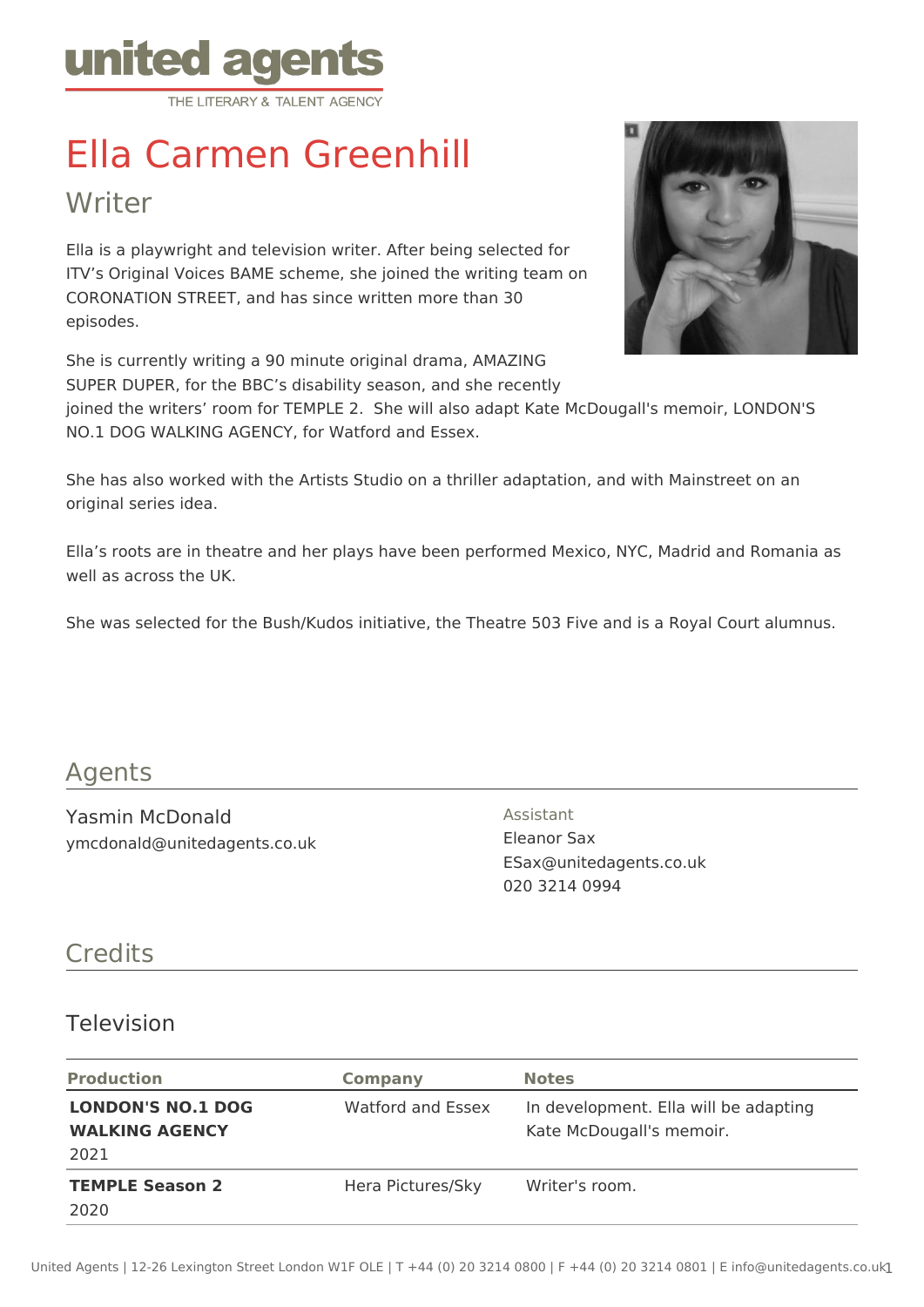# Ella Carmen Greenhill

## Writer

Ella is a playwright and television writer. After being selected for ITV's Original Voices BAME scheme, she joined the writing team on CORONATION STREET, and has since written more than 30 episodes.

She is currently writing a 90 minute original drama, AMAZING SUPER DUPER, for the BBC's disability season, and she recently joined the writers' room for TEMPLE 2. She will also adapt Kate McDougall's memoir, LONDON'S NO.1 DOG WALKING AGENCY, for Watford and Essex.

She has also worked with the Artists Studio on a thriller adaptation, and with Mainstreet on an original series idea.

Ella's roots are in theatre and her plays have been performed Mexico, NYC, Madrid and Romania as well as across the UK.

She was selected for the Bush/Kudos initiative, the Theatre 503 Five and is a Royal Court alumnus.

## Agents

Yasmin McDonald
ymcdonald@unitedagents.co.uk

Assistant
Eleanor Sax
ESax@unitedagents.co.uk
020 3214 0994

## Credits

### Television

| Production | Company | Notes |
|---|---|---|
| **LONDON'S NO.1 DOG WALKING AGENCY** 2021 | Watford and Essex | In development. Ella will be adapting Kate McDougall's memoir. |
| **TEMPLE Season 2** 2020 | Hera Pictures/Sky | Writer's room. |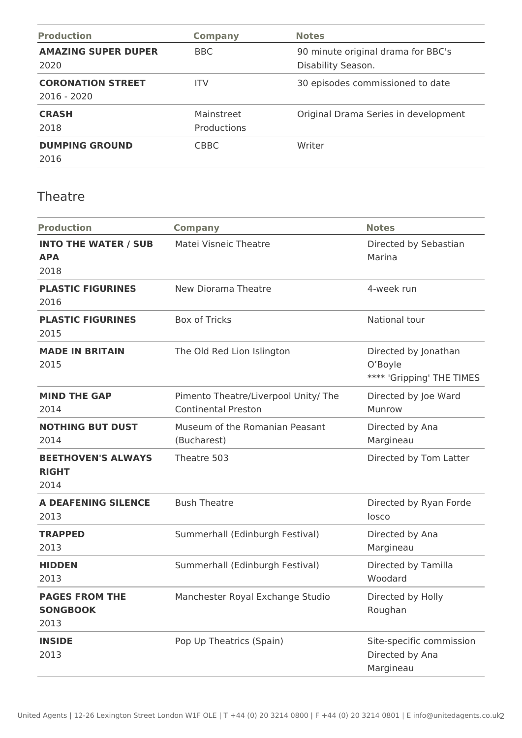| Production | Company | Notes |
| --- | --- | --- |
| **AMAZING SUPER DUPER** 2020 | BBC | 90 minute original drama for BBC's Disability Season. |
| **CORONATION STREET** 2016 - 2020 | ITV | 30 episodes commissioned to date |
| **CRASH** 2018 | Mainstreet Productions | Original Drama Series in development |
| **DUMPING GROUND** 2016 | CBBC | Writer |

## Theatre

| Production | Company | Notes |
| --- | --- | --- |
| **INTO THE WATER / SUB APA** 2018 | Matei Visniec Theatre | Directed by Sebastian Marina |
| **PLASTIC FIGURINES** 2016 | New Diorama Theatre | 4-week run |
| **PLASTIC FIGURINES** 2015 | Box of Tricks | National tour |
| **MADE IN BRITAIN** 2015 | The Old Red Lion Islington | Directed by Jonathan O'Boyle **** 'Gripping' THE TIMES |
| **MIND THE GAP** 2014 | Pimento Theatre/Liverpool Unity/ The Continental Preston | Directed by Joe Ward Munrow |
| **NOTHING BUT DUST** 2014 | Museum of the Romanian Peasant (Bucharest) | Directed by Ana Margineau |
| **BEETHOVEN'S ALWAYS RIGHT** 2014 | Theatre 503 | Directed by Tom Latter |
| **A DEAFENING SILENCE** 2013 | Bush Theatre | Directed by Ryan Forde Iosco |
| **TRAPPED** 2013 | Summerhall (Edinburgh Festival) | Directed by Ana Margineau |
| **HIDDEN** 2013 | Summerhall (Edinburgh Festival) | Directed by Tamilla Woodard |
| **PAGES FROM THE SONGBOOK** 2013 | Manchester Royal Exchange Studio | Directed by Holly Roughan |
| **INSIDE** 2013 | Pop Up Theatrics (Spain) | Site-specific commission Directed by Ana Margineau |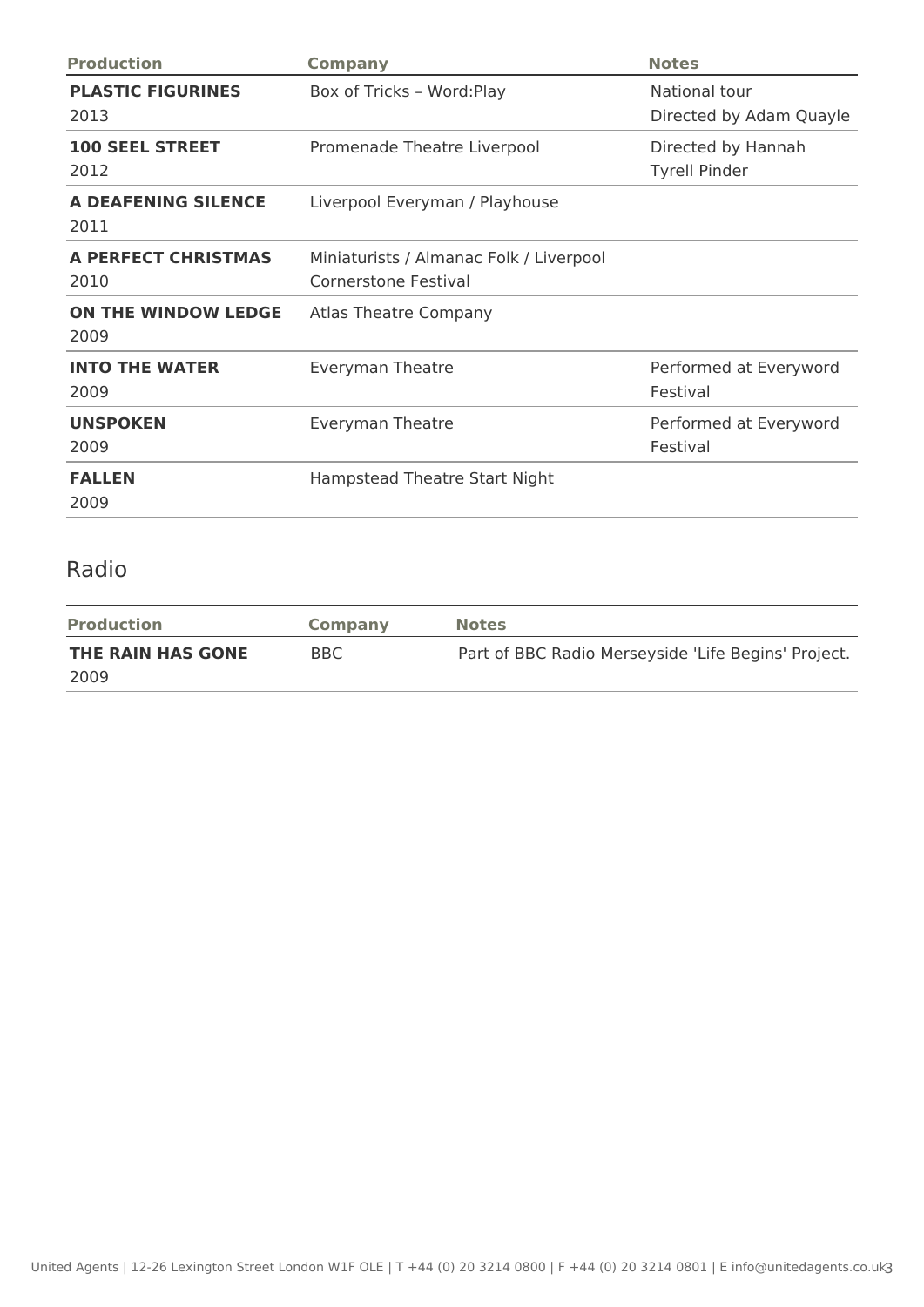| Production | Company | Notes |
|---|---|---|
| **PLASTIC FIGURINES** 2013 | Box of Tricks – Word:Play | National tour Directed by Adam Quayle |
| **100 SEEL STREET** 2012 | Promenade Theatre Liverpool | Directed by Hannah Tyrell Pinder |
| **A DEAFENING SILENCE** 2011 | Liverpool Everyman / Playhouse | |
| **A PERFECT CHRISTMAS** 2010 | Miniaturists / Almanac Folk / Liverpool Cornerstone Festival | |
| **ON THE WINDOW LEDGE** 2009 | Atlas Theatre Company | |
| **INTO THE WATER** 2009 | Everyman Theatre | Performed at Everyword Festival |
| **UNSPOKEN** 2009 | Everyman Theatre | Performed at Everyword Festival |
| **FALLEN** 2009 | Hampstead Theatre Start Night | |

## Radio

| Production | Company | Notes |
|---|---|---|
| **THE RAIN HAS GONE** 2009 | BBC | Part of BBC Radio Merseyside 'Life Begins' Project. |

United Agents | 12-26 Lexington Street London W1F OLE | T +44 (0) 20 3214 0800 | F +44 (0) 20 3214 0801 | E info@unitedagents.co.uk